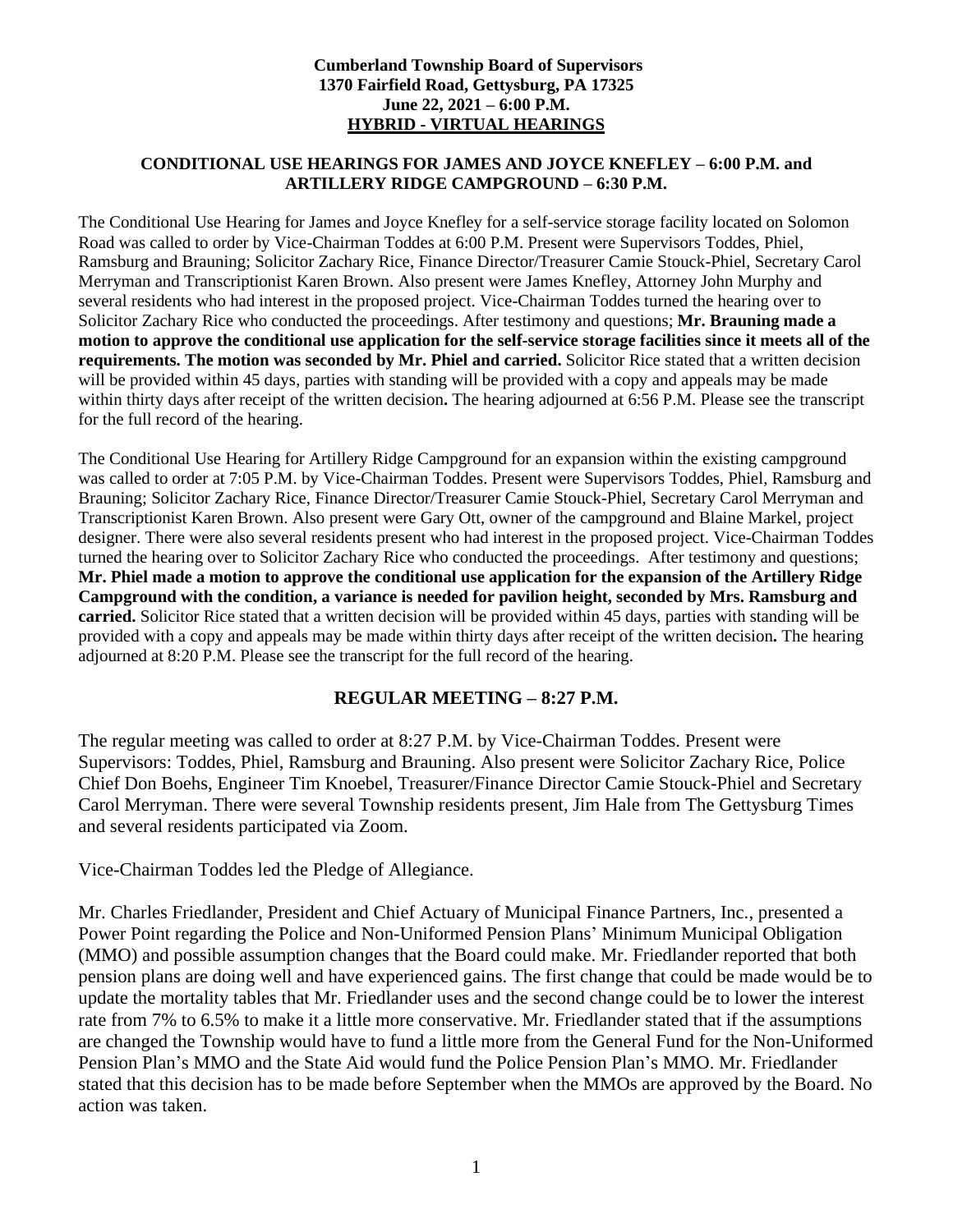**Cumberland Township Board of Supervisors**
**1370 Fairfield Road, Gettysburg, PA 17325**
**June 22, 2021 – 6:00 P.M.**
**HYBRID - VIRTUAL HEARINGS**

**CONDITIONAL USE HEARINGS FOR JAMES AND JOYCE KNEFLEY – 6:00 P.M. and ARTILLERY RIDGE CAMPGROUND – 6:30 P.M.**

The Conditional Use Hearing for James and Joyce Knefley for a self-service storage facility located on Solomon Road was called to order by Vice-Chairman Toddes at 6:00 P.M. Present were Supervisors Toddes, Phiel, Ramsburg and Brauning; Solicitor Zachary Rice, Finance Director/Treasurer Camie Stouck-Phiel, Secretary Carol Merryman and Transcriptionist Karen Brown. Also present were James Knefley, Attorney John Murphy and several residents who had interest in the proposed project. Vice-Chairman Toddes turned the hearing over to Solicitor Zachary Rice who conducted the proceedings. After testimony and questions; **Mr. Brauning made a motion to approve the conditional use application for the self-service storage facilities since it meets all of the requirements. The motion was seconded by Mr. Phiel and carried.** Solicitor Rice stated that a written decision will be provided within 45 days, parties with standing will be provided with a copy and appeals may be made within thirty days after receipt of the written decision**.** The hearing adjourned at 6:56 P.M. Please see the transcript for the full record of the hearing.

The Conditional Use Hearing for Artillery Ridge Campground for an expansion within the existing campground was called to order at 7:05 P.M. by Vice-Chairman Toddes. Present were Supervisors Toddes, Phiel, Ramsburg and Brauning; Solicitor Zachary Rice, Finance Director/Treasurer Camie Stouck-Phiel, Secretary Carol Merryman and Transcriptionist Karen Brown. Also present were Gary Ott, owner of the campground and Blaine Markel, project designer. There were also several residents present who had interest in the proposed project. Vice-Chairman Toddes turned the hearing over to Solicitor Zachary Rice who conducted the proceedings. After testimony and questions; **Mr. Phiel made a motion to approve the conditional use application for the expansion of the Artillery Ridge Campground with the condition, a variance is needed for pavilion height, seconded by Mrs. Ramsburg and carried.** Solicitor Rice stated that a written decision will be provided within 45 days, parties with standing will be provided with a copy and appeals may be made within thirty days after receipt of the written decision**.** The hearing adjourned at 8:20 P.M. Please see the transcript for the full record of the hearing.

## REGULAR MEETING – 8:27 P.M.

The regular meeting was called to order at 8:27 P.M. by Vice-Chairman Toddes. Present were Supervisors: Toddes, Phiel, Ramsburg and Brauning. Also present were Solicitor Zachary Rice, Police Chief Don Boehs, Engineer Tim Knoebel, Treasurer/Finance Director Camie Stouck-Phiel and Secretary Carol Merryman. There were several Township residents present, Jim Hale from The Gettysburg Times and several residents participated via Zoom.

Vice-Chairman Toddes led the Pledge of Allegiance.

Mr. Charles Friedlander, President and Chief Actuary of Municipal Finance Partners, Inc., presented a Power Point regarding the Police and Non-Uniformed Pension Plans' Minimum Municipal Obligation (MMO) and possible assumption changes that the Board could make. Mr. Friedlander reported that both pension plans are doing well and have experienced gains. The first change that could be made would be to update the mortality tables that Mr. Friedlander uses and the second change could be to lower the interest rate from 7% to 6.5% to make it a little more conservative. Mr. Friedlander stated that if the assumptions are changed the Township would have to fund a little more from the General Fund for the Non-Uniformed Pension Plan's MMO and the State Aid would fund the Police Pension Plan's MMO. Mr. Friedlander stated that this decision has to be made before September when the MMOs are approved by the Board. No action was taken.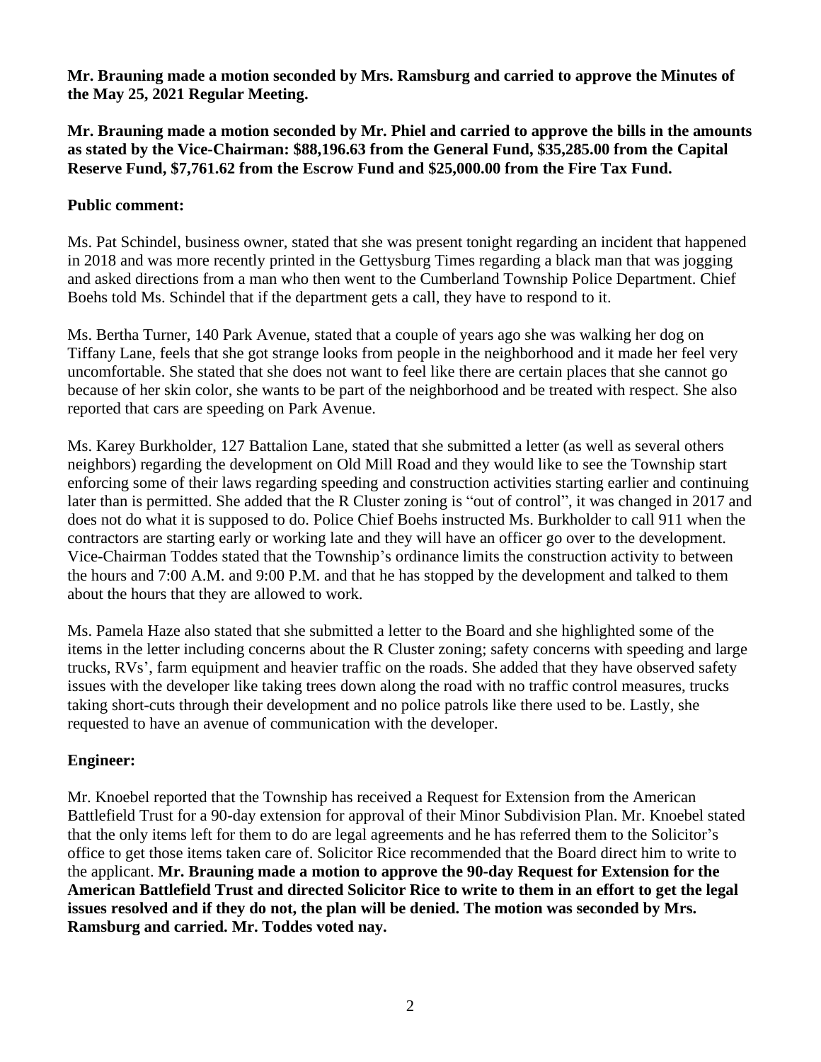**Mr. Brauning made a motion seconded by Mrs. Ramsburg and carried to approve the Minutes of the May 25, 2021 Regular Meeting.**

**Mr. Brauning made a motion seconded by Mr. Phiel and carried to approve the bills in the amounts as stated by the Vice-Chairman: $88,196.63 from the General Fund, $35,285.00 from the Capital Reserve Fund, $7,761.62 from the Escrow Fund and $25,000.00 from the Fire Tax Fund.**

**Public comment:**

Ms. Pat Schindel, business owner, stated that she was present tonight regarding an incident that happened in 2018 and was more recently printed in the Gettysburg Times regarding a black man that was jogging and asked directions from a man who then went to the Cumberland Township Police Department. Chief Boehs told Ms. Schindel that if the department gets a call, they have to respond to it.

Ms. Bertha Turner, 140 Park Avenue, stated that a couple of years ago she was walking her dog on Tiffany Lane, feels that she got strange looks from people in the neighborhood and it made her feel very uncomfortable. She stated that she does not want to feel like there are certain places that she cannot go because of her skin color, she wants to be part of the neighborhood and be treated with respect. She also reported that cars are speeding on Park Avenue.

Ms. Karey Burkholder, 127 Battalion Lane, stated that she submitted a letter (as well as several others neighbors) regarding the development on Old Mill Road and they would like to see the Township start enforcing some of their laws regarding speeding and construction activities starting earlier and continuing later than is permitted. She added that the R Cluster zoning is "out of control", it was changed in 2017 and does not do what it is supposed to do. Police Chief Boehs instructed Ms. Burkholder to call 911 when the contractors are starting early or working late and they will have an officer go over to the development. Vice-Chairman Toddes stated that the Township's ordinance limits the construction activity to between the hours and 7:00 A.M. and 9:00 P.M. and that he has stopped by the development and talked to them about the hours that they are allowed to work.

Ms. Pamela Haze also stated that she submitted a letter to the Board and she highlighted some of the items in the letter including concerns about the R Cluster zoning; safety concerns with speeding and large trucks, RVs', farm equipment and heavier traffic on the roads. She added that they have observed safety issues with the developer like taking trees down along the road with no traffic control measures, trucks taking short-cuts through their development and no police patrols like there used to be. Lastly, she requested to have an avenue of communication with the developer.

**Engineer:**

Mr. Knoebel reported that the Township has received a Request for Extension from the American Battlefield Trust for a 90-day extension for approval of their Minor Subdivision Plan. Mr. Knoebel stated that the only items left for them to do are legal agreements and he has referred them to the Solicitor's office to get those items taken care of. Solicitor Rice recommended that the Board direct him to write to the applicant. **Mr. Brauning made a motion to approve the 90-day Request for Extension for the American Battlefield Trust and directed Solicitor Rice to write to them in an effort to get the legal issues resolved and if they do not, the plan will be denied. The motion was seconded by Mrs. Ramsburg and carried. Mr. Toddes voted nay.**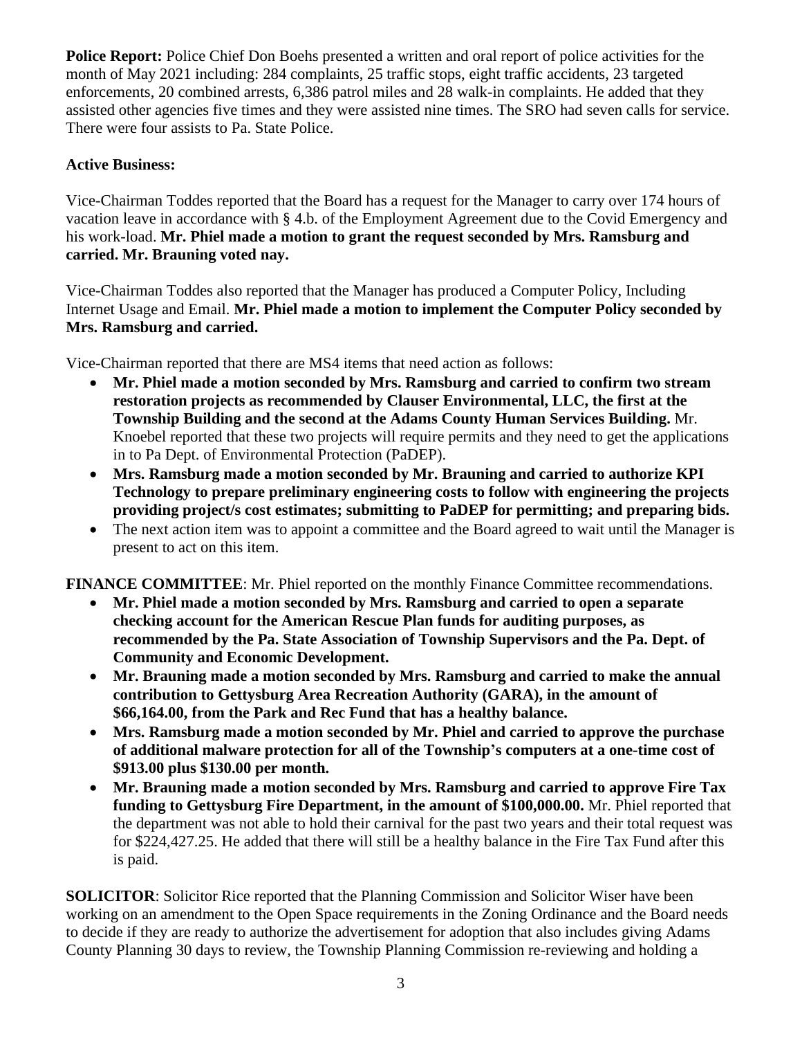**Police Report:** Police Chief Don Boehs presented a written and oral report of police activities for the month of May 2021 including: 284 complaints, 25 traffic stops, eight traffic accidents, 23 targeted enforcements, 20 combined arrests, 6,386 patrol miles and 28 walk-in complaints. He added that they assisted other agencies five times and they were assisted nine times. The SRO had seven calls for service. There were four assists to Pa. State Police.

**Active Business:**

Vice-Chairman Toddes reported that the Board has a request for the Manager to carry over 174 hours of vacation leave in accordance with § 4.b. of the Employment Agreement due to the Covid Emergency and his work-load. **Mr. Phiel made a motion to grant the request seconded by Mrs. Ramsburg and carried. Mr. Brauning voted nay.**

Vice-Chairman Toddes also reported that the Manager has produced a Computer Policy, Including Internet Usage and Email. **Mr. Phiel made a motion to implement the Computer Policy seconded by Mrs. Ramsburg and carried.**

Vice-Chairman reported that there are MS4 items that need action as follows:

- **Mr. Phiel made a motion seconded by Mrs. Ramsburg and carried to confirm two stream restoration projects as recommended by Clauser Environmental, LLC, the first at the Township Building and the second at the Adams County Human Services Building.** Mr. Knoebel reported that these two projects will require permits and they need to get the applications in to Pa Dept. of Environmental Protection (PaDEP).
- **Mrs. Ramsburg made a motion seconded by Mr. Brauning and carried to authorize KPI Technology to prepare preliminary engineering costs to follow with engineering the projects providing project/s cost estimates; submitting to PaDEP for permitting; and preparing bids.**
- The next action item was to appoint a committee and the Board agreed to wait until the Manager is present to act on this item.

**FINANCE COMMITTEE**: Mr. Phiel reported on the monthly Finance Committee recommendations.

- **Mr. Phiel made a motion seconded by Mrs. Ramsburg and carried to open a separate checking account for the American Rescue Plan funds for auditing purposes, as recommended by the Pa. State Association of Township Supervisors and the Pa. Dept. of Community and Economic Development.**
- **Mr. Brauning made a motion seconded by Mrs. Ramsburg and carried to make the annual contribution to Gettysburg Area Recreation Authority (GARA), in the amount of $66,164.00, from the Park and Rec Fund that has a healthy balance.**
- **Mrs. Ramsburg made a motion seconded by Mr. Phiel and carried to approve the purchase of additional malware protection for all of the Township's computers at a one-time cost of $913.00 plus $130.00 per month.**
- **Mr. Brauning made a motion seconded by Mrs. Ramsburg and carried to approve Fire Tax funding to Gettysburg Fire Department, in the amount of $100,000.00.** Mr. Phiel reported that the department was not able to hold their carnival for the past two years and their total request was for $224,427.25. He added that there will still be a healthy balance in the Fire Tax Fund after this is paid.

**SOLICITOR**: Solicitor Rice reported that the Planning Commission and Solicitor Wiser have been working on an amendment to the Open Space requirements in the Zoning Ordinance and the Board needs to decide if they are ready to authorize the advertisement for adoption that also includes giving Adams County Planning 30 days to review, the Township Planning Commission re-reviewing and holding a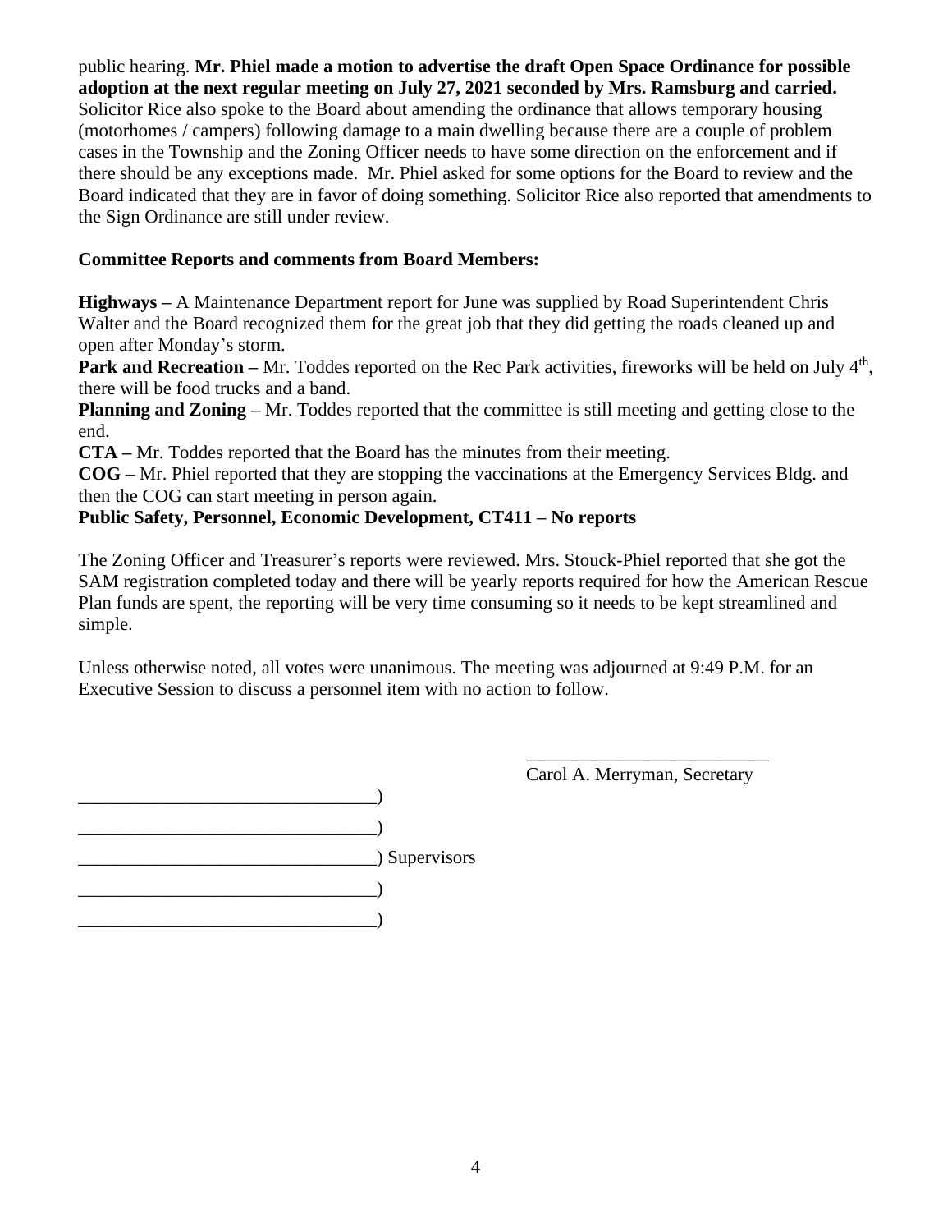public hearing. **Mr. Phiel made a motion to advertise the draft Open Space Ordinance for possible adoption at the next regular meeting on July 27, 2021 seconded by Mrs. Ramsburg and carried.** Solicitor Rice also spoke to the Board about amending the ordinance that allows temporary housing (motorhomes / campers) following damage to a main dwelling because there are a couple of problem cases in the Township and the Zoning Officer needs to have some direction on the enforcement and if there should be any exceptions made. Mr. Phiel asked for some options for the Board to review and the Board indicated that they are in favor of doing something. Solicitor Rice also reported that amendments to the Sign Ordinance are still under review.

**Committee Reports and comments from Board Members:**

**Highways –** A Maintenance Department report for June was supplied by Road Superintendent Chris Walter and the Board recognized them for the great job that they did getting the roads cleaned up and open after Monday's storm.
**Park and Recreation –** Mr. Toddes reported on the Rec Park activities, fireworks will be held on July 4th, there will be food trucks and a band.
**Planning and Zoning –** Mr. Toddes reported that the committee is still meeting and getting close to the end.
**CTA –** Mr. Toddes reported that the Board has the minutes from their meeting.
**COG –** Mr. Phiel reported that they are stopping the vaccinations at the Emergency Services Bldg. and then the COG can start meeting in person again.
**Public Safety, Personnel, Economic Development, CT411 – No reports**

The Zoning Officer and Treasurer's reports were reviewed. Mrs. Stouck-Phiel reported that she got the SAM registration completed today and there will be yearly reports required for how the American Rescue Plan funds are spent, the reporting will be very time consuming so it needs to be kept streamlined and simple.

Unless otherwise noted, all votes were unanimous. The meeting was adjourned at 9:49 P.M. for an Executive Session to discuss a personnel item with no action to follow.

___________________________
Carol A. Merryman, Secretary

________________________________)
________________________________)
________________________________) Supervisors
________________________________)
________________________________)